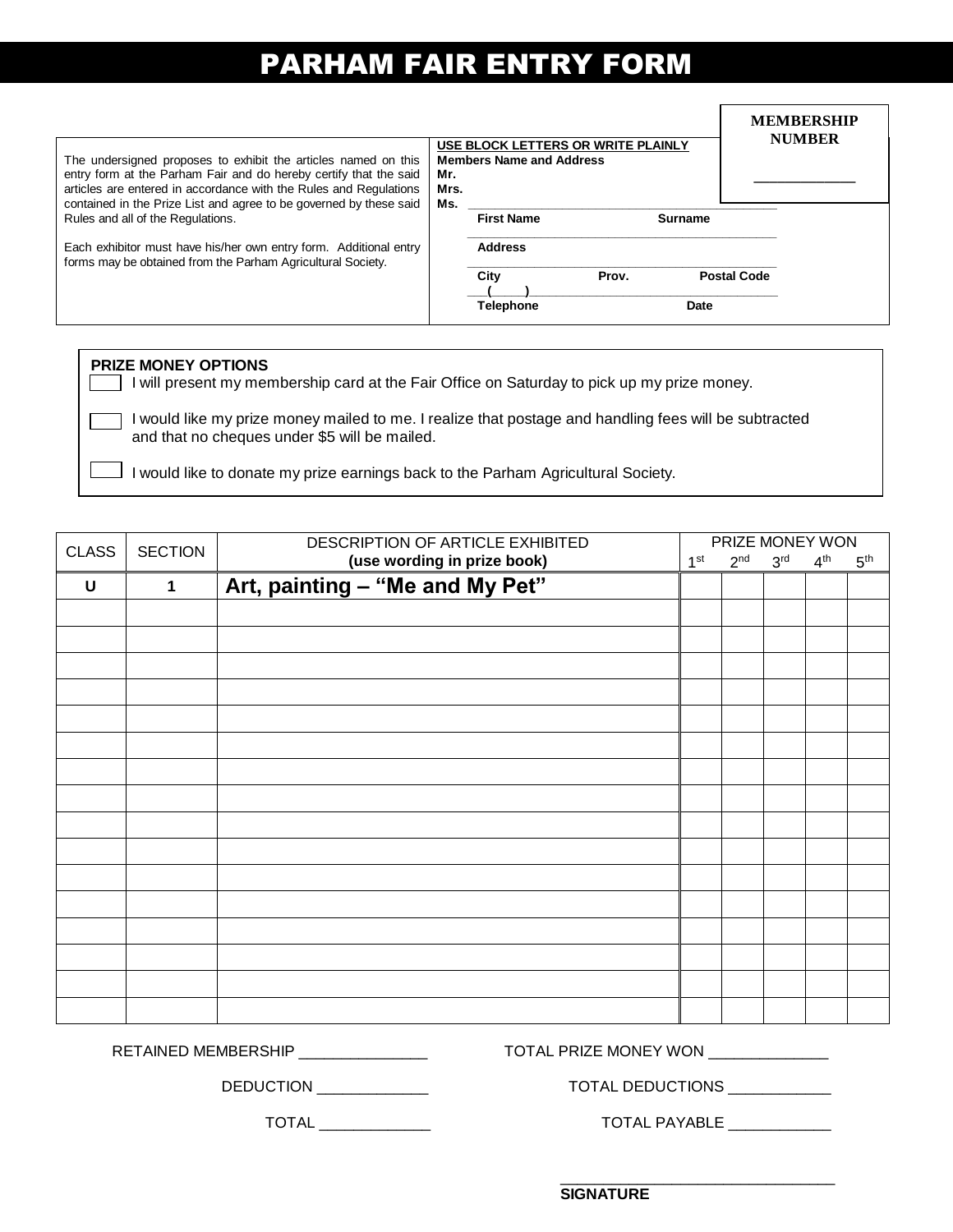# PARHAM FAIR ENTRY FORM

The undersigned proposes to exhibit the articles named on this entry form at the Parham Fair and do hereby certify that the said articles are entered in accordance with the Rules and Regulations contained in the Prize List and agree to be governed by these said Rules and all of the Regulations.

Each exhibitor must have his/her own entry form. Additional entry forms may be obtained from the Parham Agricultural Society.

**USE BLOCK LETTERS OR WRITE PLAINLY**

**Members Name and Address**

**Mr.**
**Mrs.**
**Ms.** ______________________________

**First Name** **Surname**

______________________________

**Address**

______________________________

**City** **Prov.** **Postal Code**

**(     )** ______________________________

**Telephone** **Date**

**MEMBERSHIP NUMBER**

____________

**PRIZE MONEY OPTIONS**

☐ I will present my membership card at the Fair Office on Saturday to pick up my prize money.

☐ I would like my prize money mailed to me. I realize that postage and handling fees will be subtracted and that no cheques under $5 will be mailed.

☐ I would like to donate my prize earnings back to the Parham Agricultural Society.

| CLASS | SECTION | DESCRIPTION OF ARTICLE EXHIBITED **(use wording in prize book)** | PRIZE MONEY WON | | | | |
|---|---|---|---|---|---|---|---|
| | | | 1st | 2nd | 3rd | 4th | 5th |
| **U** | **1** | **Art, painting – "Me and My Pet"** | | | | | |
| | | | | | | | |
| | | | | | | | |
| | | | | | | | |
| | | | | | | | |
| | | | | | | | |
| | | | | | | | |
| | | | | | | | |
| | | | | | | | |
| | | | | | | | |
| | | | | | | | |
| | | | | | | | |
| | | | | | | | |
| | | | | | | | |
| | | | | | | | |
| | | | | | | | |
| | | | | | | | |

RETAINED MEMBERSHIP _______________ TOTAL PRIZE MONEY WON ______________

DEDUCTION _____________ TOTAL DEDUCTIONS ____________

TOTAL _____________ TOTAL PAYABLE ____________

_________________________________

**SIGNATURE**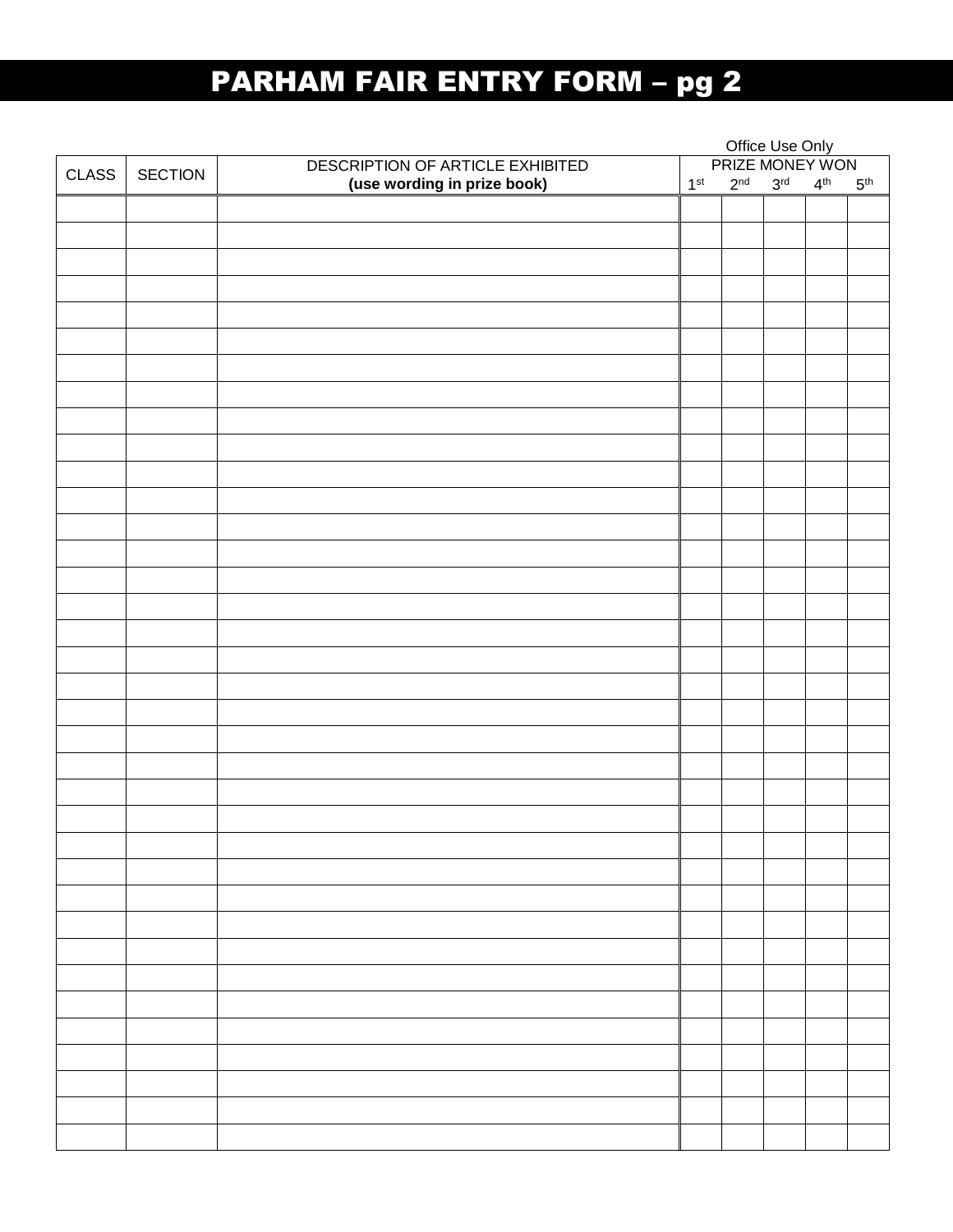# PARHAM FAIR ENTRY FORM – pg 2

| | | | Office Use Only | | | | |
|---|---|---|---|---|---|---|---|
| CLASS | SECTION | DESCRIPTION OF ARTICLE EXHIBITED **(use wording in prize book)** | PRIZE MONEY WON | | | | |
| | | | 1st | 2nd | 3rd | 4th | 5th |
| | | | | | | | |
| | | | | | | | |
| | | | | | | | |
| | | | | | | | |
| | | | | | | | |
| | | | | | | | |
| | | | | | | | |
| | | | | | | | |
| | | | | | | | |
| | | | | | | | |
| | | | | | | | |
| | | | | | | | |
| | | | | | | | |
| | | | | | | | |
| | | | | | | | |
| | | | | | | | |
| | | | | | | | |
| | | | | | | | |
| | | | | | | | |
| | | | | | | | |
| | | | | | | | |
| | | | | | | | |
| | | | | | | | |
| | | | | | | | |
| | | | | | | | |
| | | | | | | | |
| | | | | | | | |
| | | | | | | | |
| | | | | | | | |
| | | | | | | | |
| | | | | | | | |
| | | | | | | | |
| | | | | | | | |
| | | | | | | | |
| | | | | | | | |
| | | | | | | | |